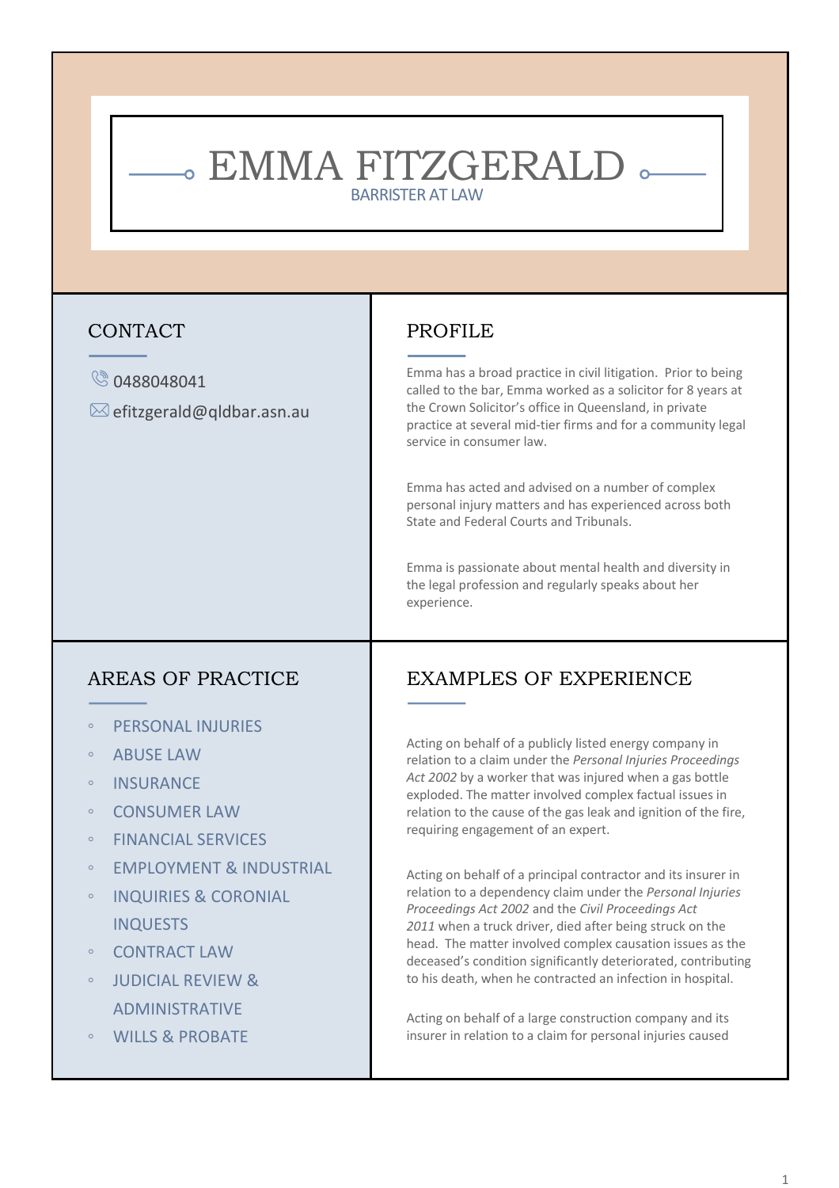# EMMA FITZGERALD

BARRISTER AT LAW

## CONTACT

0488048041

efitzgerald@qldbar.asn.au

## PROFILE

Emma has a broad practice in civil litigation. Prior to being called to the bar, Emma worked as a solicitor for 8 years at the Crown Solicitor's office in Queensland, in private practice at several mid-tier firms and for a community legal service in consumer law.

Emma has acted and advised on a number of complex personal injury matters and has experienced across both State and Federal Courts and Tribunals.

Emma is passionate about mental health and diversity in the legal profession and regularly speaks about her experience.

## AREAS OF PRACTICE

- PERSONAL INJURIES
- ABUSE LAW
- INSURANCE
- CONSUMER LAW
- FINANCIAL SERVICES
- EMPLOYMENT & INDUSTRIAL
- INQUIRIES & CORONIAL INQUESTS
- CONTRACT LAW
- JUDICIAL REVIEW & ADMINISTRATIVE
- WILLS & PROBATE

## EXAMPLES OF EXPERIENCE

Acting on behalf of a publicly listed energy company in relation to a claim under the *Personal Injuries Proceedings Act 2002* by a worker that was injured when a gas bottle exploded. The matter involved complex factual issues in relation to the cause of the gas leak and ignition of the fire, requiring engagement of an expert.

Acting on behalf of a principal contractor and its insurer in relation to a dependency claim under the *Personal Injuries Proceedings Act 2002* and the *Civil Proceedings Act 2011* when a truck driver, died after being struck on the head. The matter involved complex causation issues as the deceased's condition significantly deteriorated, contributing to his death, when he contracted an infection in hospital.

Acting on behalf of a large construction company and its insurer in relation to a claim for personal injuries caused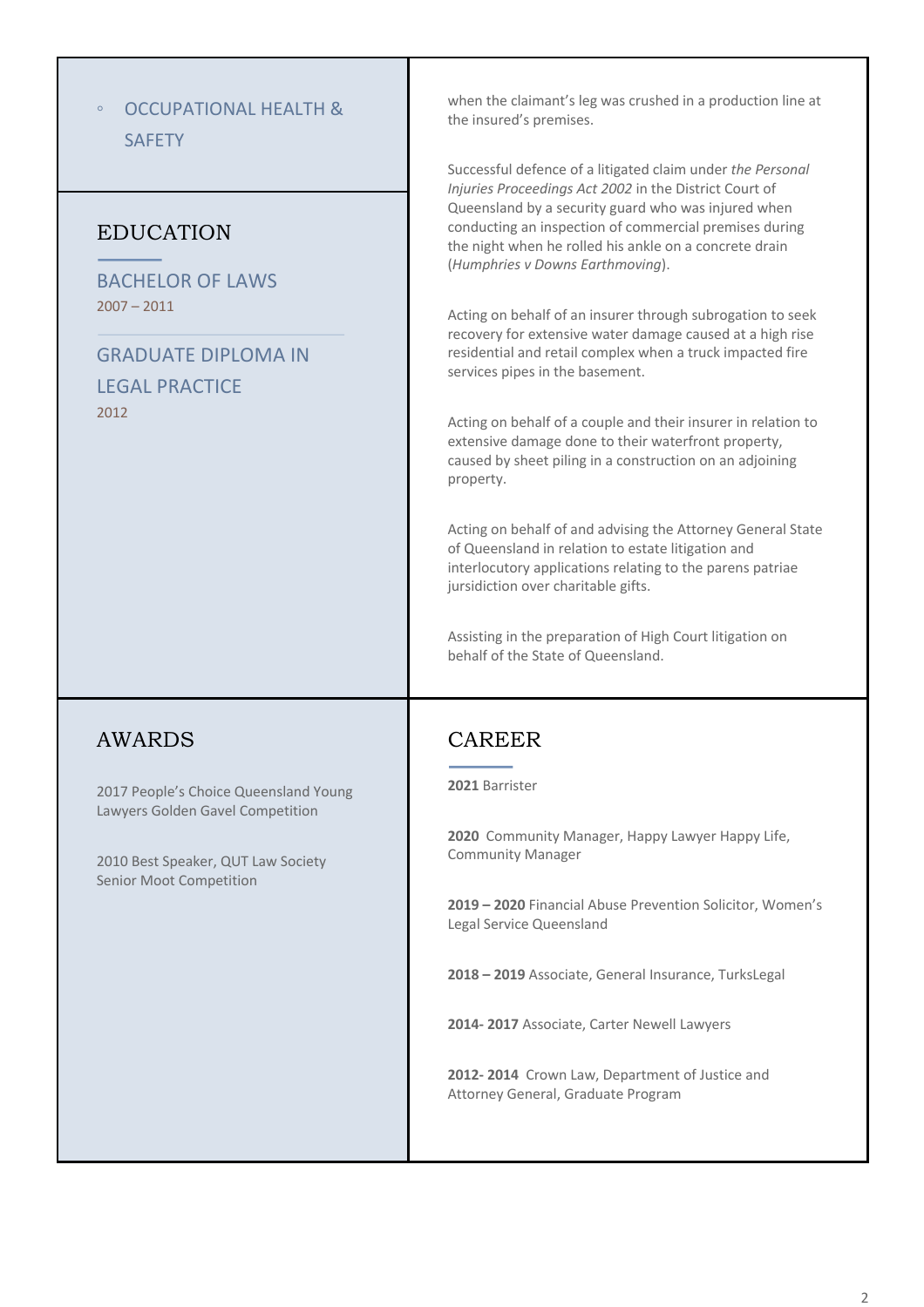- OCCUPATIONAL HEALTH & SAFETY

## EDUCATION

### BACHELOR OF LAWS

2007 – 2011

### GRADUATE DIPLOMA IN LEGAL PRACTICE

2012

when the claimant's leg was crushed in a production line at the insured's premises.

Successful defence of a litigated claim under *the Personal Injuries Proceedings Act 2002* in the District Court of Queensland by a security guard who was injured when conducting an inspection of commercial premises during the night when he rolled his ankle on a concrete drain (*Humphries v Downs Earthmoving*).

Acting on behalf of an insurer through subrogation to seek recovery for extensive water damage caused at a high rise residential and retail complex when a truck impacted fire services pipes in the basement.

Acting on behalf of a couple and their insurer in relation to extensive damage done to their waterfront property, caused by sheet piling in a construction on an adjoining property.

Acting on behalf of and advising the Attorney General State of Queensland in relation to estate litigation and interlocutory applications relating to the parens patriae jursidiction over charitable gifts.

Assisting in the preparation of High Court litigation on behalf of the State of Queensland.

## AWARDS

2017 People's Choice Queensland Young Lawyers Golden Gavel Competition

2010 Best Speaker, QUT Law Society Senior Moot Competition

## CAREER

**2021** Barrister

**2020** Community Manager, Happy Lawyer Happy Life, Community Manager

**2019 – 2020** Financial Abuse Prevention Solicitor, Women's Legal Service Queensland

**2018 – 2019** Associate, General Insurance, TurksLegal

**2014- 2017** Associate, Carter Newell Lawyers

**2012- 2014** Crown Law, Department of Justice and Attorney General, Graduate Program